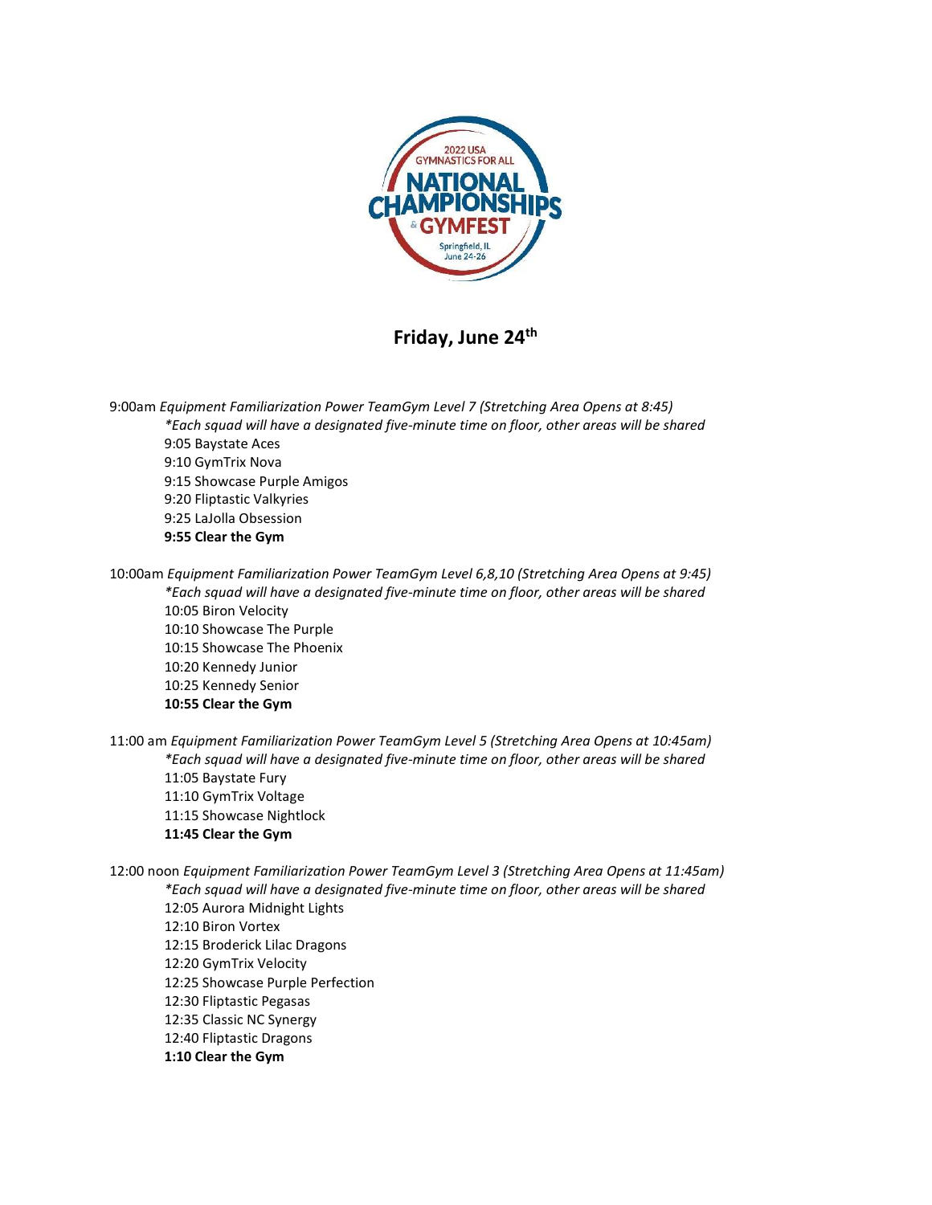2022 USA GYMNASTICS FOR ALL NATIONAL CHAMPIONSHIPS & GYMFEST
Springfield, IL
June 24-26

## Friday, June 24th

9:00am *Equipment Familiarization Power TeamGym Level 7 (Stretching Area Opens at 8:45)*

*\*Each squad will have a designated five-minute time on floor, other areas will be shared*

9:05 Baystate Aces
9:10 GymTrix Nova
9:15 Showcase Purple Amigos
9:20 Fliptastic Valkyries
9:25 LaJolla Obsession
**9:55 Clear the Gym**

10:00am *Equipment Familiarization Power TeamGym Level 6,8,10 (Stretching Area Opens at 9:45)*

*\*Each squad will have a designated five-minute time on floor, other areas will be shared*

10:05 Biron Velocity
10:10 Showcase The Purple
10:15 Showcase The Phoenix
10:20 Kennedy Junior
10:25 Kennedy Senior
**10:55 Clear the Gym**

11:00 am *Equipment Familiarization Power TeamGym Level 5 (Stretching Area Opens at 10:45am)*

*\*Each squad will have a designated five-minute time on floor, other areas will be shared*

11:05 Baystate Fury
11:10 GymTrix Voltage
11:15 Showcase Nightlock
**11:45 Clear the Gym**

12:00 noon *Equipment Familiarization Power TeamGym Level 3 (Stretching Area Opens at 11:45am)*

*\*Each squad will have a designated five-minute time on floor, other areas will be shared*

12:05 Aurora Midnight Lights
12:10 Biron Vortex
12:15 Broderick Lilac Dragons
12:20 GymTrix Velocity
12:25 Showcase Purple Perfection
12:30 Fliptastic Pegasas
12:35 Classic NC Synergy
12:40 Fliptastic Dragons
**1:10 Clear the Gym**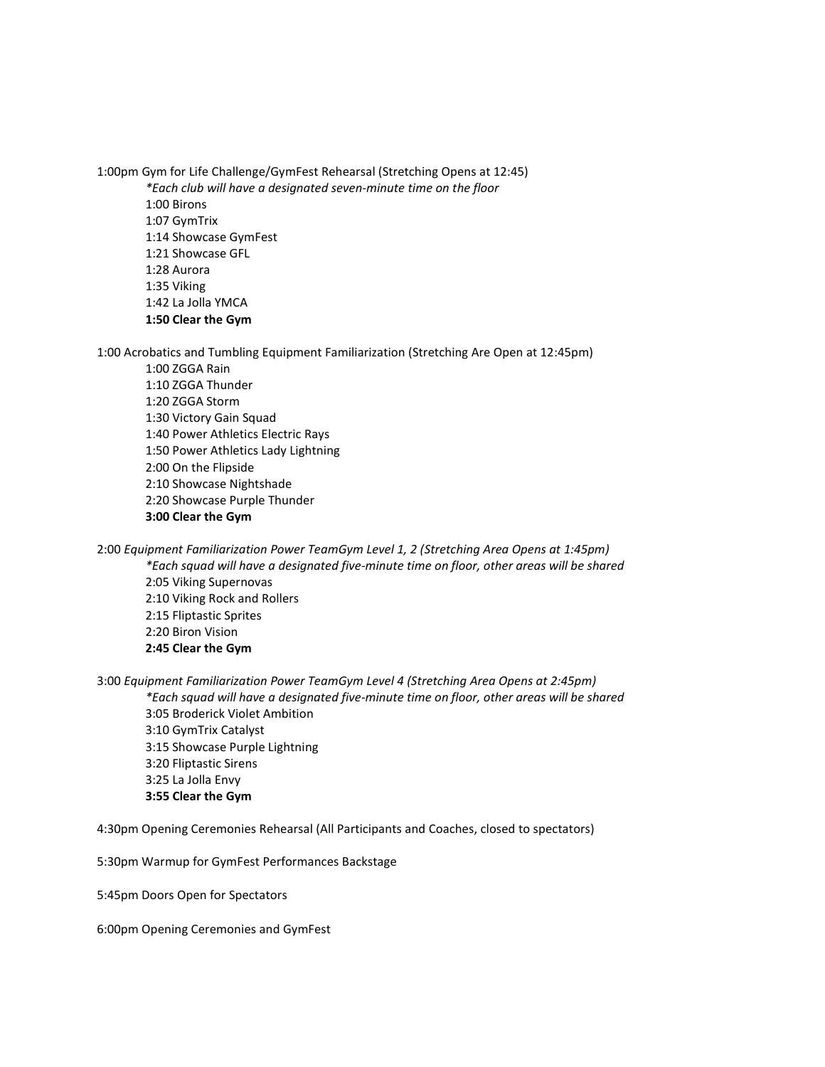1:00pm Gym for Life Challenge/GymFest Rehearsal (Stretching Opens at 12:45)

*\*Each club will have a designated seven-minute time on the floor*

- 1:00 Birons
- 1:07 GymTrix
- 1:14 Showcase GymFest
- 1:21 Showcase GFL
- 1:28 Aurora
- 1:35 Viking
- 1:42 La Jolla YMCA
- **1:50 Clear the Gym**

1:00 Acrobatics and Tumbling Equipment Familiarization (Stretching Are Open at 12:45pm)

- 1:00 ZGGA Rain
- 1:10 ZGGA Thunder
- 1:20 ZGGA Storm
- 1:30 Victory Gain Squad
- 1:40 Power Athletics Electric Rays
- 1:50 Power Athletics Lady Lightning
- 2:00 On the Flipside
- 2:10 Showcase Nightshade
- 2:20 Showcase Purple Thunder
- **3:00 Clear the Gym**

2:00 *Equipment Familiarization Power TeamGym Level 1, 2 (Stretching Area Opens at 1:45pm)*

*\*Each squad will have a designated five-minute time on floor, other areas will be shared*

- 2:05 Viking Supernovas
- 2:10 Viking Rock and Rollers
- 2:15 Fliptastic Sprites
- 2:20 Biron Vision
- **2:45 Clear the Gym**

3:00 *Equipment Familiarization Power TeamGym Level 4 (Stretching Area Opens at 2:45pm)*

*\*Each squad will have a designated five-minute time on floor, other areas will be shared*

- 3:05 Broderick Violet Ambition
- 3:10 GymTrix Catalyst
- 3:15 Showcase Purple Lightning
- 3:20 Fliptastic Sirens
- 3:25 La Jolla Envy
- **3:55 Clear the Gym**

4:30pm Opening Ceremonies Rehearsal (All Participants and Coaches, closed to spectators)

5:30pm Warmup for GymFest Performances Backstage

5:45pm Doors Open for Spectators

6:00pm Opening Ceremonies and GymFest